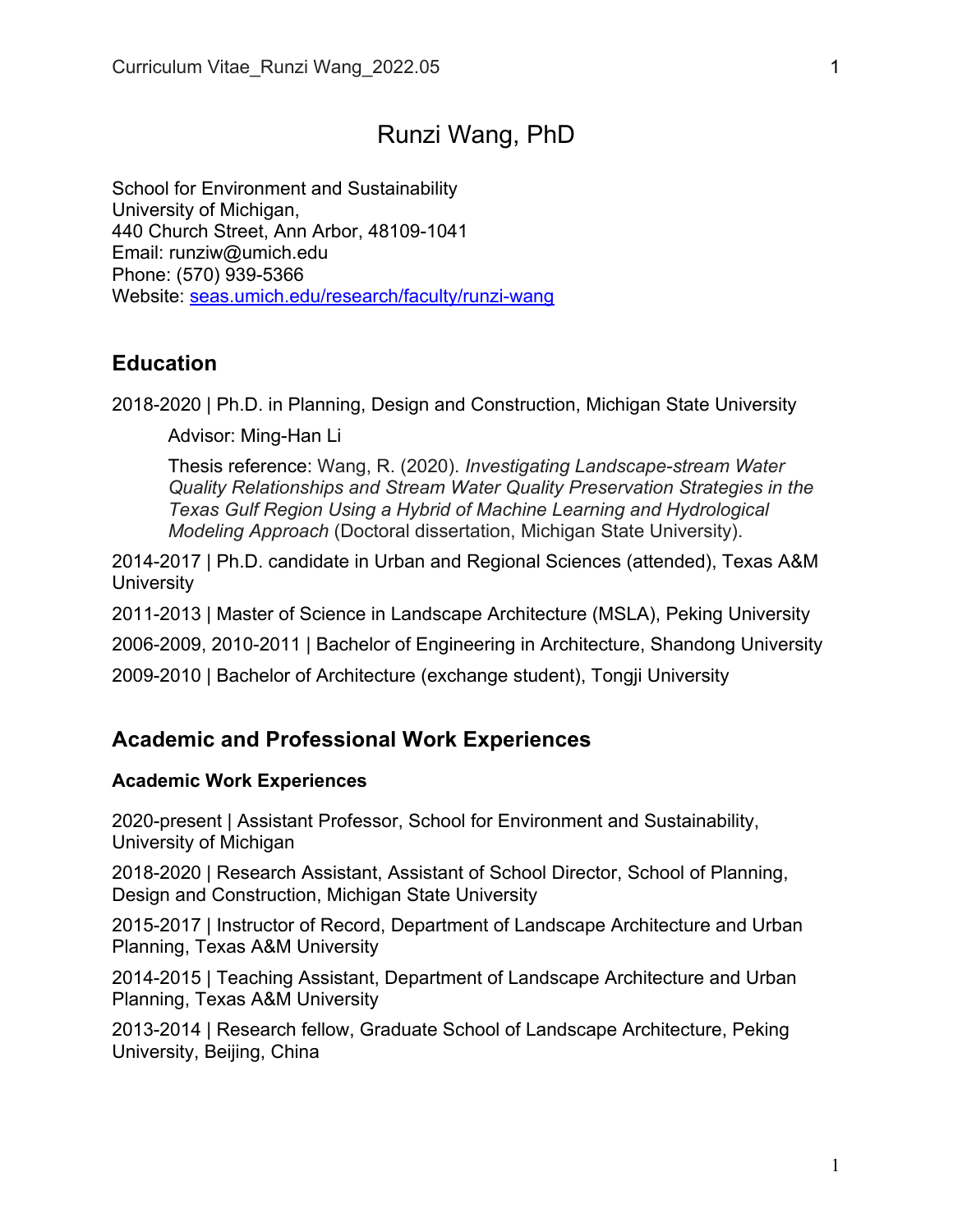# Runzi Wang, PhD

School for Environment and Sustainability
University of Michigan,
440 Church Street, Ann Arbor, 48109-1041
Email: runziw@umich.edu
Phone: (570) 939-5366
Website: [seas.umich.edu/research/faculty/runzi-wang](seas.umich.edu/research/faculty/runzi-wang)

## Education

2018-2020 | Ph.D. in Planning, Design and Construction, Michigan State University

> Advisor: Ming-Han Li
>
> Thesis reference: Wang, R. (2020). *Investigating Landscape-stream Water Quality Relationships and Stream Water Quality Preservation Strategies in the Texas Gulf Region Using a Hybrid of Machine Learning and Hydrological Modeling Approach* (Doctoral dissertation, Michigan State University).

2014-2017 | Ph.D. candidate in Urban and Regional Sciences (attended), Texas A&M University

2011-2013 | Master of Science in Landscape Architecture (MSLA), Peking University

2006-2009, 2010-2011 | Bachelor of Engineering in Architecture, Shandong University

2009-2010 | Bachelor of Architecture (exchange student), Tongji University

## Academic and Professional Work Experiences

### Academic Work Experiences

2020-present | Assistant Professor, School for Environment and Sustainability, University of Michigan

2018-2020 | Research Assistant, Assistant of School Director, School of Planning, Design and Construction, Michigan State University

2015-2017 | Instructor of Record, Department of Landscape Architecture and Urban Planning, Texas A&M University

2014-2015 | Teaching Assistant, Department of Landscape Architecture and Urban Planning, Texas A&M University

2013-2014 | Research fellow, Graduate School of Landscape Architecture, Peking University, Beijing, China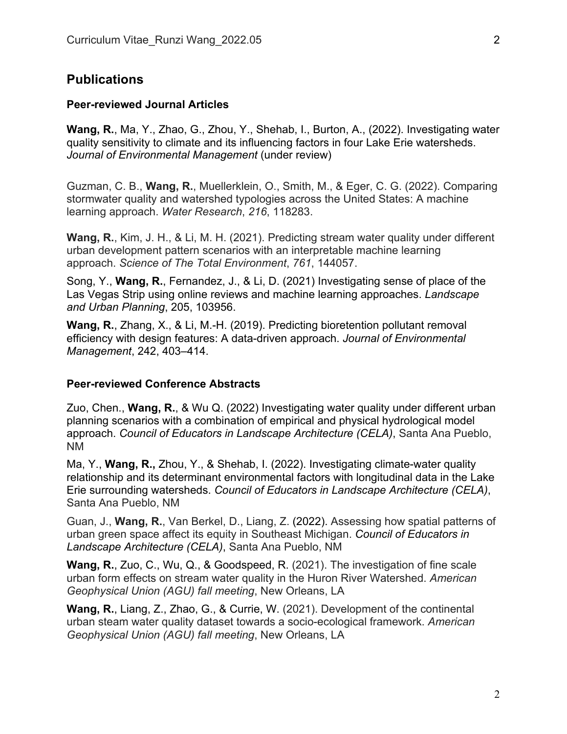## Publications

### Peer-reviewed Journal Articles

**Wang, R.**, Ma, Y., Zhao, G., Zhou, Y., Shehab, I., Burton, A., (2022). Investigating water quality sensitivity to climate and its influencing factors in four Lake Erie watersheds. *Journal of Environmental Management* (under review)

Guzman, C. B., **Wang, R.**, Muellerklein, O., Smith, M., & Eger, C. G. (2022). Comparing stormwater quality and watershed typologies across the United States: A machine learning approach. *Water Research*, *216*, 118283.

**Wang, R.**, Kim, J. H., & Li, M. H. (2021). Predicting stream water quality under different urban development pattern scenarios with an interpretable machine learning approach. *Science of The Total Environment*, *761*, 144057.

Song, Y., **Wang, R.**, Fernandez, J., & Li, D. (2021) Investigating sense of place of the Las Vegas Strip using online reviews and machine learning approaches. *Landscape and Urban Planning*, 205, 103956.

**Wang, R.**, Zhang, X., & Li, M.-H. (2019). Predicting bioretention pollutant removal efficiency with design features: A data-driven approach. *Journal of Environmental Management*, 242, 403–414.

### Peer-reviewed Conference Abstracts

Zuo, Chen., **Wang, R.**, & Wu Q. (2022) Investigating water quality under different urban planning scenarios with a combination of empirical and physical hydrological model approach. *Council of Educators in Landscape Architecture (CELA)*, Santa Ana Pueblo, NM

Ma, Y., **Wang, R.,** Zhou, Y., & Shehab, I. (2022). Investigating climate-water quality relationship and its determinant environmental factors with longitudinal data in the Lake Erie surrounding watersheds. *Council of Educators in Landscape Architecture (CELA)*, Santa Ana Pueblo, NM

Guan, J., **Wang, R.**, Van Berkel, D., Liang, Z. (2022). Assessing how spatial patterns of urban green space affect its equity in Southeast Michigan. *Council of Educators in Landscape Architecture (CELA)*, Santa Ana Pueblo, NM

**Wang, R.**, Zuo, C., Wu, Q., & Goodspeed, R. (2021). The investigation of fine scale urban form effects on stream water quality in the Huron River Watershed. *American Geophysical Union (AGU) fall meeting*, New Orleans, LA

**Wang, R.**, Liang, Z., Zhao, G., & Currie, W. (2021). Development of the continental urban steam water quality dataset towards a socio-ecological framework. *American Geophysical Union (AGU) fall meeting*, New Orleans, LA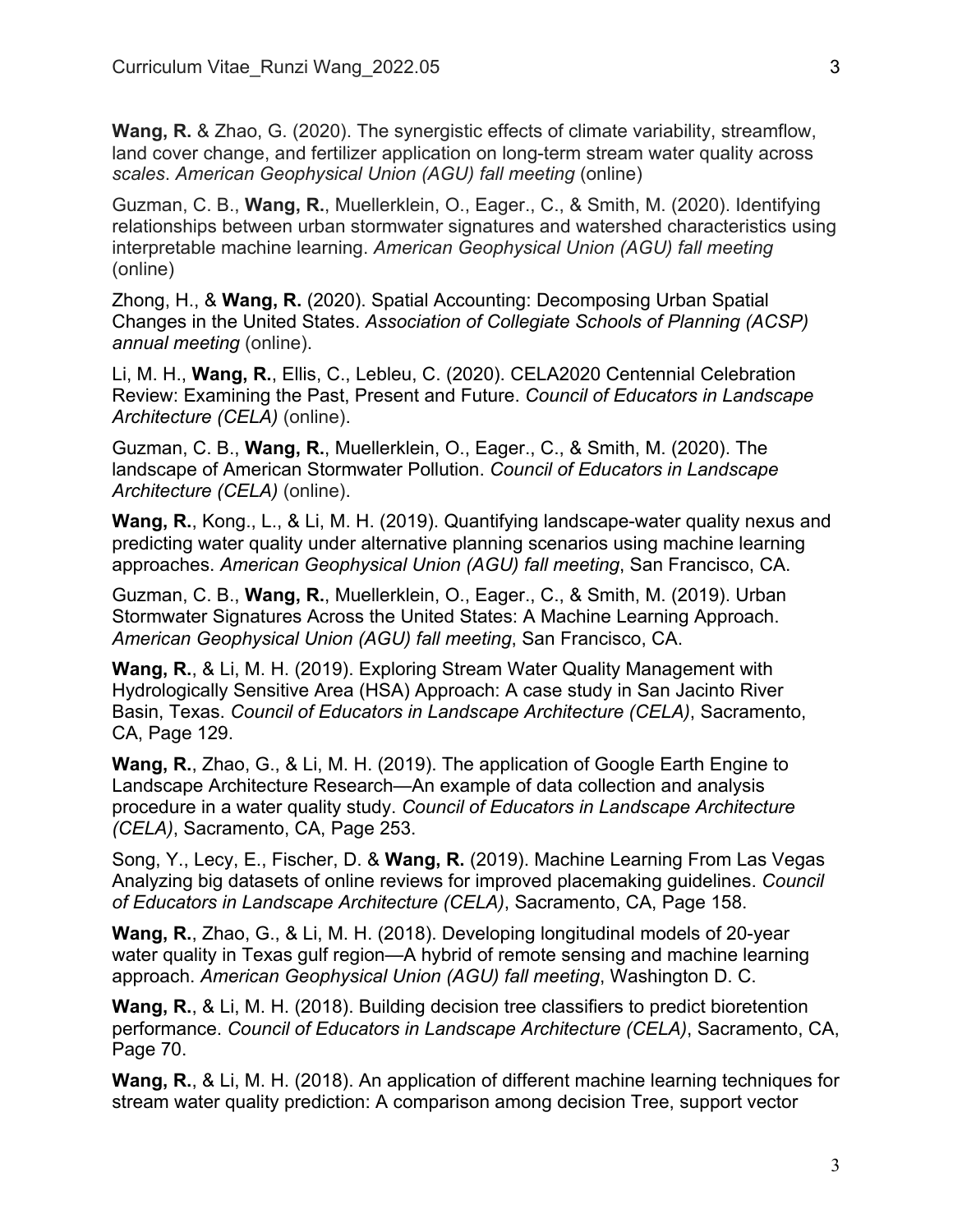**Wang, R.** & Zhao, G. (2020). The synergistic effects of climate variability, streamflow, land cover change, and fertilizer application on long-term stream water quality across *scales*. *American Geophysical Union (AGU) fall meeting* (online)

Guzman, C. B., **Wang, R.**, Muellerklein, O., Eager., C., & Smith, M. (2020). Identifying relationships between urban stormwater signatures and watershed characteristics using interpretable machine learning. *American Geophysical Union (AGU) fall meeting* (online)

Zhong, H., & **Wang, R.** (2020). Spatial Accounting: Decomposing Urban Spatial Changes in the United States. *Association of Collegiate Schools of Planning (ACSP) annual meeting* (online).

Li, M. H., **Wang, R.**, Ellis, C., Lebleu, C. (2020). CELA2020 Centennial Celebration Review: Examining the Past, Present and Future. *Council of Educators in Landscape Architecture (CELA)* (online).

Guzman, C. B., **Wang, R.**, Muellerklein, O., Eager., C., & Smith, M. (2020). The landscape of American Stormwater Pollution. *Council of Educators in Landscape Architecture (CELA)* (online).

**Wang, R.**, Kong., L., & Li, M. H. (2019). Quantifying landscape-water quality nexus and predicting water quality under alternative planning scenarios using machine learning approaches. *American Geophysical Union (AGU) fall meeting*, San Francisco, CA.

Guzman, C. B., **Wang, R.**, Muellerklein, O., Eager., C., & Smith, M. (2019). Urban Stormwater Signatures Across the United States: A Machine Learning Approach. *American Geophysical Union (AGU) fall meeting*, San Francisco, CA.

**Wang, R.**, & Li, M. H. (2019). Exploring Stream Water Quality Management with Hydrologically Sensitive Area (HSA) Approach: A case study in San Jacinto River Basin, Texas. *Council of Educators in Landscape Architecture (CELA)*, Sacramento, CA, Page 129.

**Wang, R.**, Zhao, G., & Li, M. H. (2019). The application of Google Earth Engine to Landscape Architecture Research—An example of data collection and analysis procedure in a water quality study. *Council of Educators in Landscape Architecture (CELA)*, Sacramento, CA, Page 253.

Song, Y., Lecy, E., Fischer, D. & **Wang, R.** (2019). Machine Learning From Las Vegas Analyzing big datasets of online reviews for improved placemaking guidelines. *Council of Educators in Landscape Architecture (CELA)*, Sacramento, CA, Page 158.

**Wang, R.**, Zhao, G., & Li, M. H. (2018). Developing longitudinal models of 20-year water quality in Texas gulf region—A hybrid of remote sensing and machine learning approach. *American Geophysical Union (AGU) fall meeting*, Washington D. C.

**Wang, R.**, & Li, M. H. (2018). Building decision tree classifiers to predict bioretention performance. *Council of Educators in Landscape Architecture (CELA)*, Sacramento, CA, Page 70.

**Wang, R.**, & Li, M. H. (2018). An application of different machine learning techniques for stream water quality prediction: A comparison among decision Tree, support vector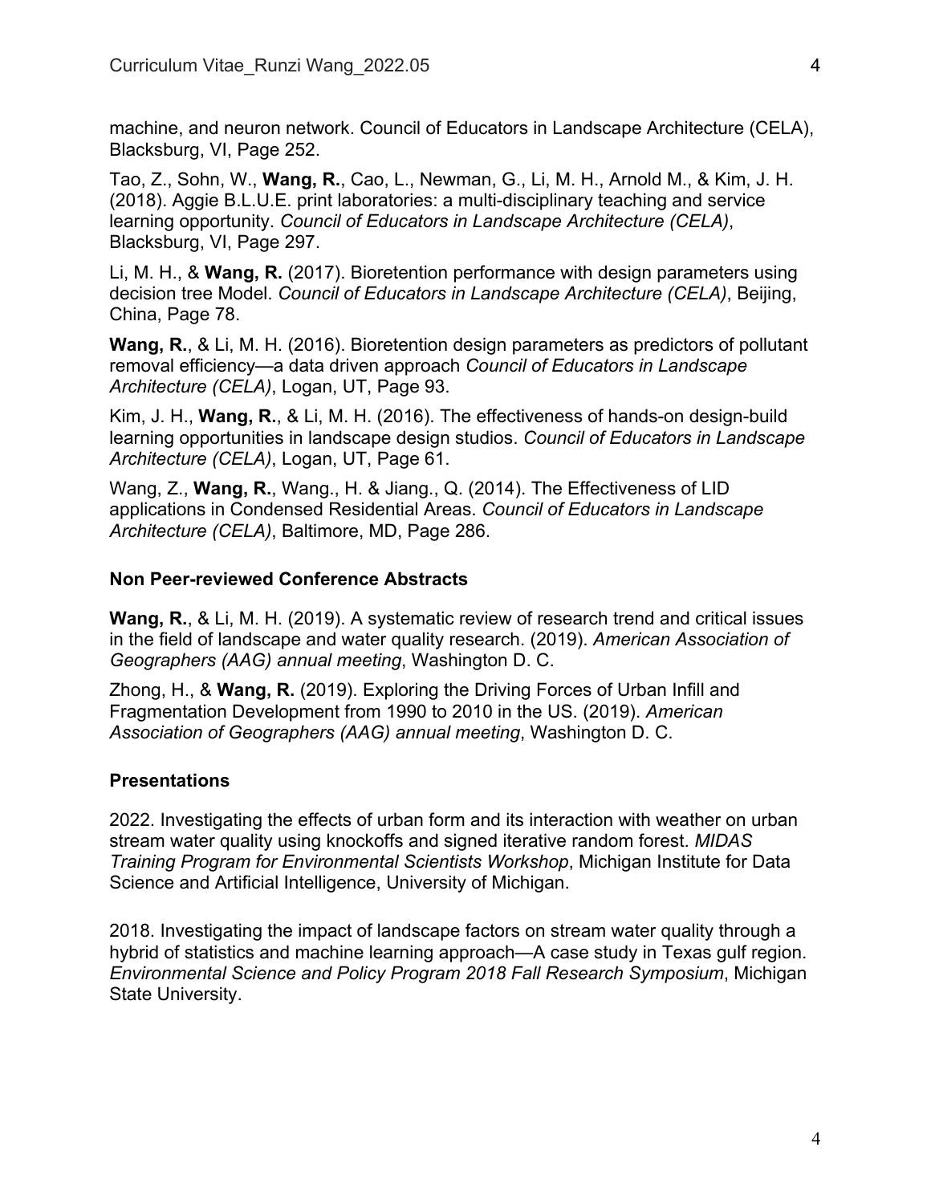machine, and neuron network. Council of Educators in Landscape Architecture (CELA), Blacksburg, VI, Page 252.

Tao, Z., Sohn, W., **Wang, R.**, Cao, L., Newman, G., Li, M. H., Arnold M., & Kim, J. H. (2018). Aggie B.L.U.E. print laboratories: a multi-disciplinary teaching and service learning opportunity. *Council of Educators in Landscape Architecture (CELA)*, Blacksburg, VI, Page 297.

Li, M. H., & **Wang, R.** (2017). Bioretention performance with design parameters using decision tree Model. *Council of Educators in Landscape Architecture (CELA)*, Beijing, China, Page 78.

**Wang, R.**, & Li, M. H. (2016). Bioretention design parameters as predictors of pollutant removal efficiency—a data driven approach *Council of Educators in Landscape Architecture (CELA)*, Logan, UT, Page 93.

Kim, J. H., **Wang, R.**, & Li, M. H. (2016). The effectiveness of hands-on design-build learning opportunities in landscape design studios. *Council of Educators in Landscape Architecture (CELA)*, Logan, UT, Page 61.

Wang, Z., **Wang, R.**, Wang., H. & Jiang., Q. (2014). The Effectiveness of LID applications in Condensed Residential Areas. *Council of Educators in Landscape Architecture (CELA)*, Baltimore, MD, Page 286.

### Non Peer-reviewed Conference Abstracts

**Wang, R.**, & Li, M. H. (2019). A systematic review of research trend and critical issues in the field of landscape and water quality research. (2019). *American Association of Geographers (AAG) annual meeting*, Washington D. C.

Zhong, H., & **Wang, R.** (2019). Exploring the Driving Forces of Urban Infill and Fragmentation Development from 1990 to 2010 in the US. (2019). *American Association of Geographers (AAG) annual meeting*, Washington D. C.

### Presentations

2022. Investigating the effects of urban form and its interaction with weather on urban stream water quality using knockoffs and signed iterative random forest. *MIDAS Training Program for Environmental Scientists Workshop*, Michigan Institute for Data Science and Artificial Intelligence, University of Michigan.

2018. Investigating the impact of landscape factors on stream water quality through a hybrid of statistics and machine learning approach—A case study in Texas gulf region. *Environmental Science and Policy Program 2018 Fall Research Symposium*, Michigan State University.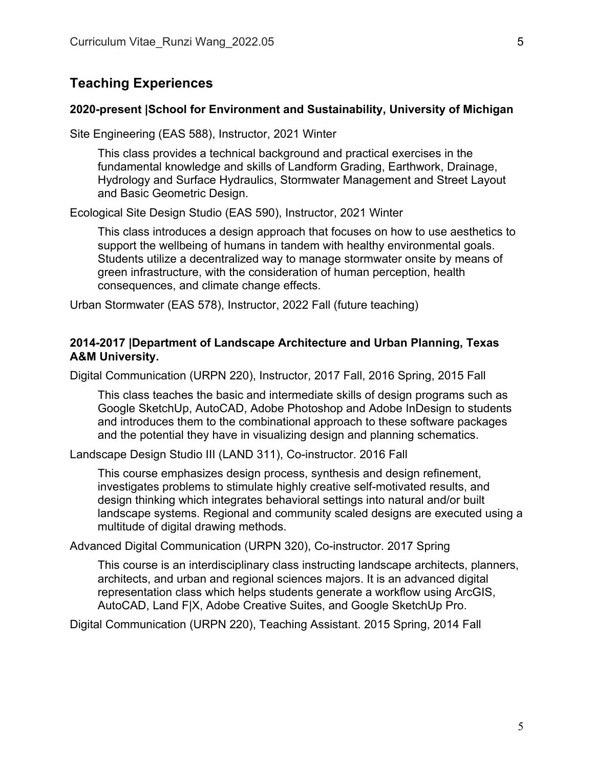## Teaching Experiences

### 2020-present |School for Environment and Sustainability, University of Michigan

Site Engineering (EAS 588), Instructor, 2021 Winter

> This class provides a technical background and practical exercises in the fundamental knowledge and skills of Landform Grading, Earthwork, Drainage, Hydrology and Surface Hydraulics, Stormwater Management and Street Layout and Basic Geometric Design.

Ecological Site Design Studio (EAS 590), Instructor, 2021 Winter

> This class introduces a design approach that focuses on how to use aesthetics to support the wellbeing of humans in tandem with healthy environmental goals. Students utilize a decentralized way to manage stormwater onsite by means of green infrastructure, with the consideration of human perception, health consequences, and climate change effects.

Urban Stormwater (EAS 578), Instructor, 2022 Fall (future teaching)

### 2014-2017 |Department of Landscape Architecture and Urban Planning, Texas A&M University.

Digital Communication (URPN 220), Instructor, 2017 Fall, 2016 Spring, 2015 Fall

> This class teaches the basic and intermediate skills of design programs such as Google SketchUp, AutoCAD, Adobe Photoshop and Adobe InDesign to students and introduces them to the combinational approach to these software packages and the potential they have in visualizing design and planning schematics.

Landscape Design Studio III (LAND 311), Co-instructor. 2016 Fall

> This course emphasizes design process, synthesis and design refinement, investigates problems to stimulate highly creative self-motivated results, and design thinking which integrates behavioral settings into natural and/or built landscape systems. Regional and community scaled designs are executed using a multitude of digital drawing methods.

Advanced Digital Communication (URPN 320), Co-instructor. 2017 Spring

> This course is an interdisciplinary class instructing landscape architects, planners, architects, and urban and regional sciences majors. It is an advanced digital representation class which helps students generate a workflow using ArcGIS, AutoCAD, Land F|X, Adobe Creative Suites, and Google SketchUp Pro.

Digital Communication (URPN 220), Teaching Assistant. 2015 Spring, 2014 Fall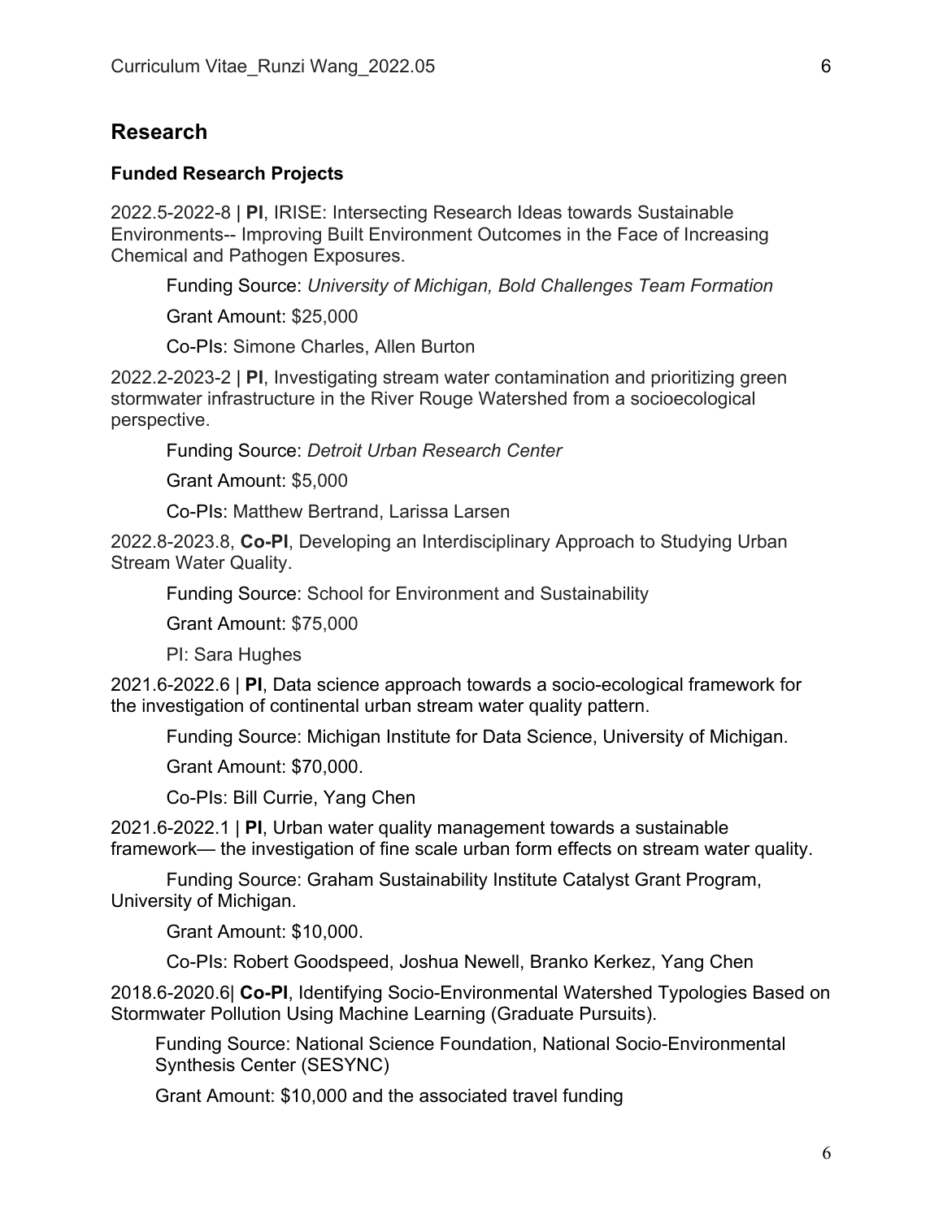## Research

### Funded Research Projects

2022.5-2022-8 | **PI**, IRISE: Intersecting Research Ideas towards Sustainable Environments-- Improving Built Environment Outcomes in the Face of Increasing Chemical and Pathogen Exposures.

Funding Source: *University of Michigan, Bold Challenges Team Formation*

Grant Amount: $25,000

Co-PIs: Simone Charles, Allen Burton

2022.2-2023-2 | **PI**, Investigating stream water contamination and prioritizing green stormwater infrastructure in the River Rouge Watershed from a socioecological perspective.

Funding Source: *Detroit Urban Research Center*

Grant Amount: $5,000

Co-PIs: Matthew Bertrand, Larissa Larsen

2022.8-2023.8, **Co-PI**, Developing an Interdisciplinary Approach to Studying Urban Stream Water Quality.

Funding Source: School for Environment and Sustainability

Grant Amount: $75,000

PI: Sara Hughes

2021.6-2022.6 | **PI**, Data science approach towards a socio-ecological framework for the investigation of continental urban stream water quality pattern.

Funding Source: Michigan Institute for Data Science, University of Michigan.

Grant Amount: $70,000.

Co-PIs: Bill Currie, Yang Chen

2021.6-2022.1 | **PI**, Urban water quality management towards a sustainable framework— the investigation of fine scale urban form effects on stream water quality.

Funding Source: Graham Sustainability Institute Catalyst Grant Program, University of Michigan.

Grant Amount: $10,000.

Co-PIs: Robert Goodspeed, Joshua Newell, Branko Kerkez, Yang Chen

2018.6-2020.6| **Co-PI**, Identifying Socio-Environmental Watershed Typologies Based on Stormwater Pollution Using Machine Learning (Graduate Pursuits).

Funding Source: National Science Foundation, National Socio-Environmental Synthesis Center (SESYNC)

Grant Amount: $10,000 and the associated travel funding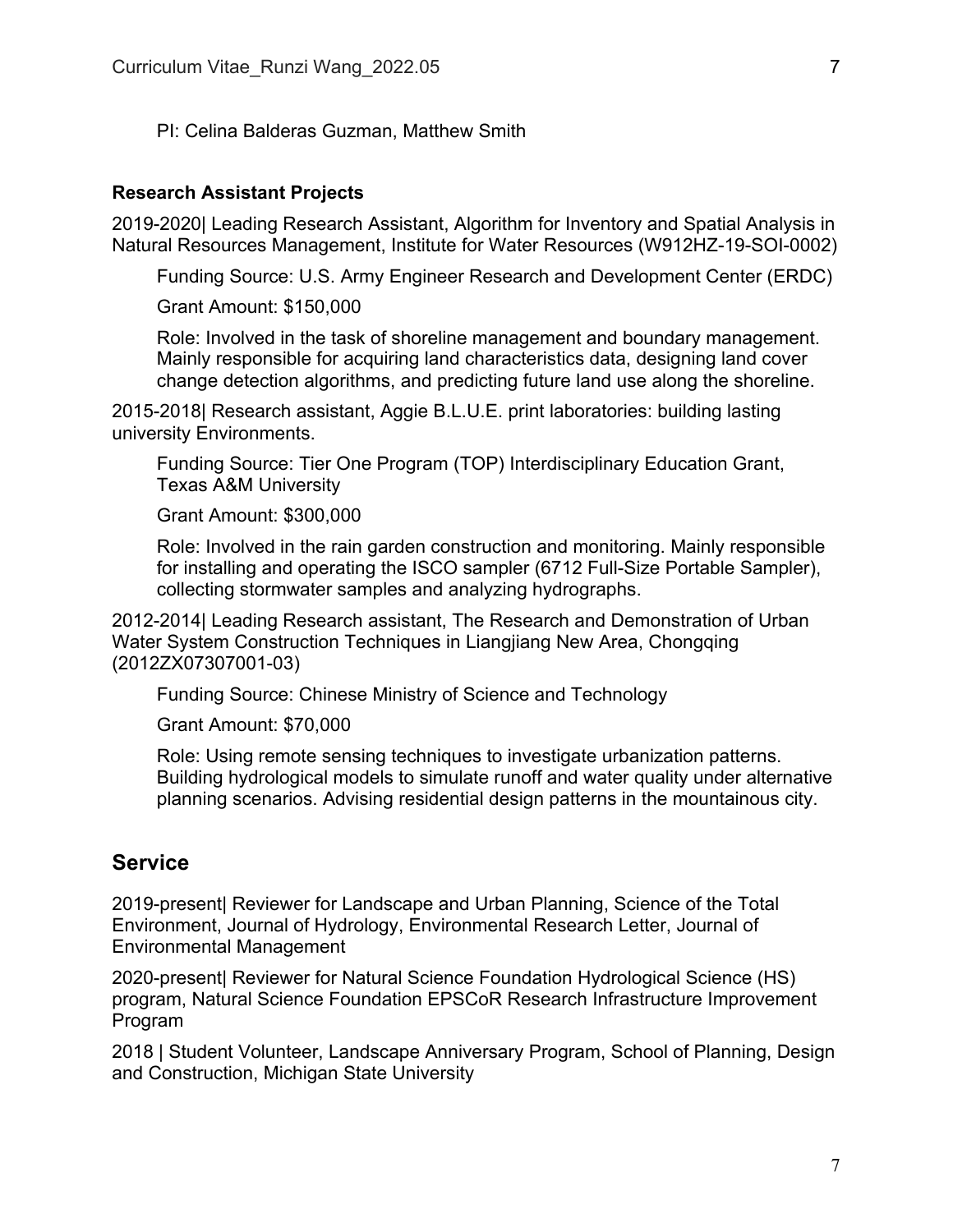PI: Celina Balderas Guzman, Matthew Smith

**Research Assistant Projects**

2019-2020| Leading Research Assistant, Algorithm for Inventory and Spatial Analysis in Natural Resources Management, Institute for Water Resources (W912HZ-19-SOI-0002)

Funding Source: U.S. Army Engineer Research and Development Center (ERDC)

Grant Amount: $150,000

Role: Involved in the task of shoreline management and boundary management. Mainly responsible for acquiring land characteristics data, designing land cover change detection algorithms, and predicting future land use along the shoreline.

2015-2018| Research assistant, Aggie B.L.U.E. print laboratories: building lasting university Environments.

Funding Source: Tier One Program (TOP) Interdisciplinary Education Grant, Texas A&M University

Grant Amount: $300,000

Role: Involved in the rain garden construction and monitoring. Mainly responsible for installing and operating the ISCO sampler (6712 Full-Size Portable Sampler), collecting stormwater samples and analyzing hydrographs.

2012-2014| Leading Research assistant, The Research and Demonstration of Urban Water System Construction Techniques in Liangjiang New Area, Chongqing (2012ZX07307001-03)

Funding Source: Chinese Ministry of Science and Technology

Grant Amount: $70,000

Role: Using remote sensing techniques to investigate urbanization patterns. Building hydrological models to simulate runoff and water quality under alternative planning scenarios. Advising residential design patterns in the mountainous city.

## Service

2019-present| Reviewer for Landscape and Urban Planning, Science of the Total Environment, Journal of Hydrology, Environmental Research Letter, Journal of Environmental Management

2020-present| Reviewer for Natural Science Foundation Hydrological Science (HS) program, Natural Science Foundation EPSCoR Research Infrastructure Improvement Program

2018 | Student Volunteer, Landscape Anniversary Program, School of Planning, Design and Construction, Michigan State University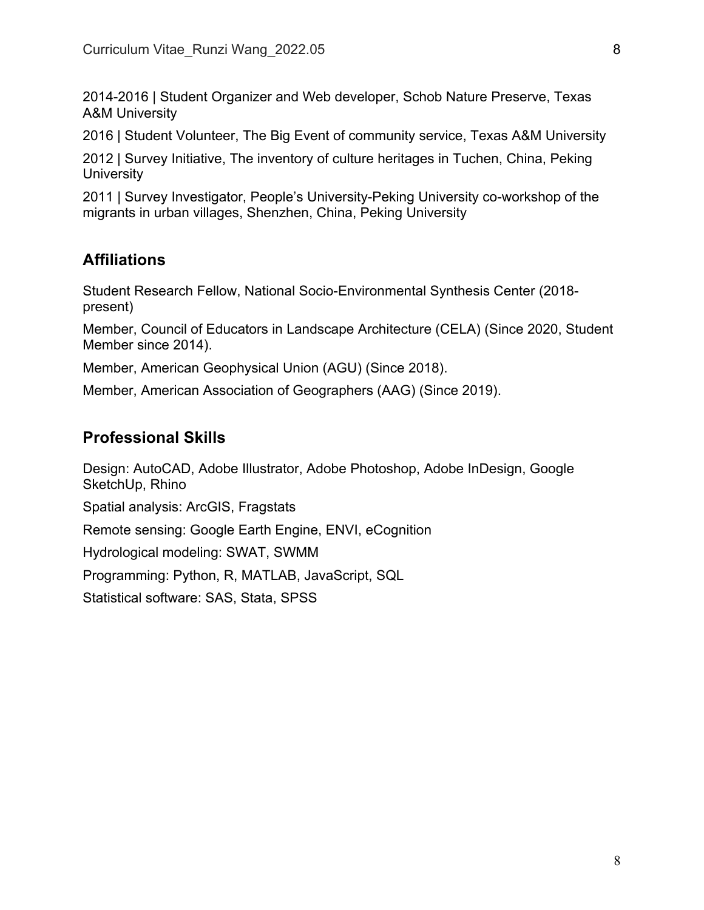2014-2016 | Student Organizer and Web developer, Schob Nature Preserve, Texas A&M University

2016 | Student Volunteer, The Big Event of community service, Texas A&M University

2012 | Survey Initiative, The inventory of culture heritages in Tuchen, China, Peking University

2011 | Survey Investigator, People's University-Peking University co-workshop of the migrants in urban villages, Shenzhen, China, Peking University

## Affiliations

Student Research Fellow, National Socio-Environmental Synthesis Center (2018-present)

Member, Council of Educators in Landscape Architecture (CELA) (Since 2020, Student Member since 2014).

Member, American Geophysical Union (AGU) (Since 2018).

Member, American Association of Geographers (AAG) (Since 2019).

## Professional Skills

Design: AutoCAD, Adobe Illustrator, Adobe Photoshop, Adobe InDesign, Google SketchUp, Rhino

Spatial analysis: ArcGIS, Fragstats

Remote sensing: Google Earth Engine, ENVI, eCognition

Hydrological modeling: SWAT, SWMM

Programming: Python, R, MATLAB, JavaScript, SQL

Statistical software: SAS, Stata, SPSS